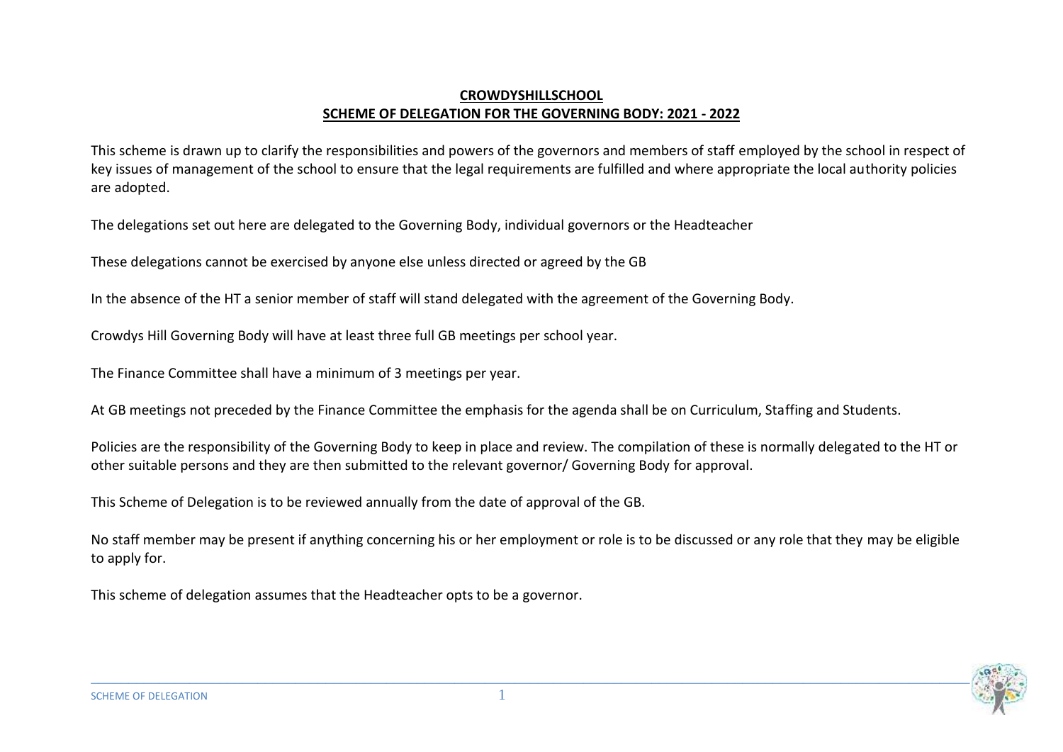# CROWDYSHILLSCHOOL

## SCHEME OF DELEGATION FOR THE GOVERNING BODY: 2021 - 2022

This scheme is drawn up to clarify the responsibilities and powers of the governors and members of staff employed by the school in respect of key issues of management of the school to ensure that the legal requirements are fulfilled and where appropriate the local authority policies are adopted.

The delegations set out here are delegated to the Governing Body, individual governors or the Headteacher

These delegations cannot be exercised by anyone else unless directed or agreed by the GB

In the absence of the HT a senior member of staff will stand delegated with the agreement of the Governing Body.

Crowdys Hill Governing Body will have at least three full GB meetings per school year.

The Finance Committee shall have a minimum of 3 meetings per year.

At GB meetings not preceded by the Finance Committee the emphasis for the agenda shall be on Curriculum, Staffing and Students.

Policies are the responsibility of the Governing Body to keep in place and review. The compilation of these is normally delegated to the HT or other suitable persons and they are then submitted to the relevant governor/ Governing Body for approval.

This Scheme of Delegation is to be reviewed annually from the date of approval of the GB.

No staff member may be present if anything concerning his or her employment or role is to be discussed or any role that they may be eligible to apply for.

This scheme of delegation assumes that the Headteacher opts to be a governor.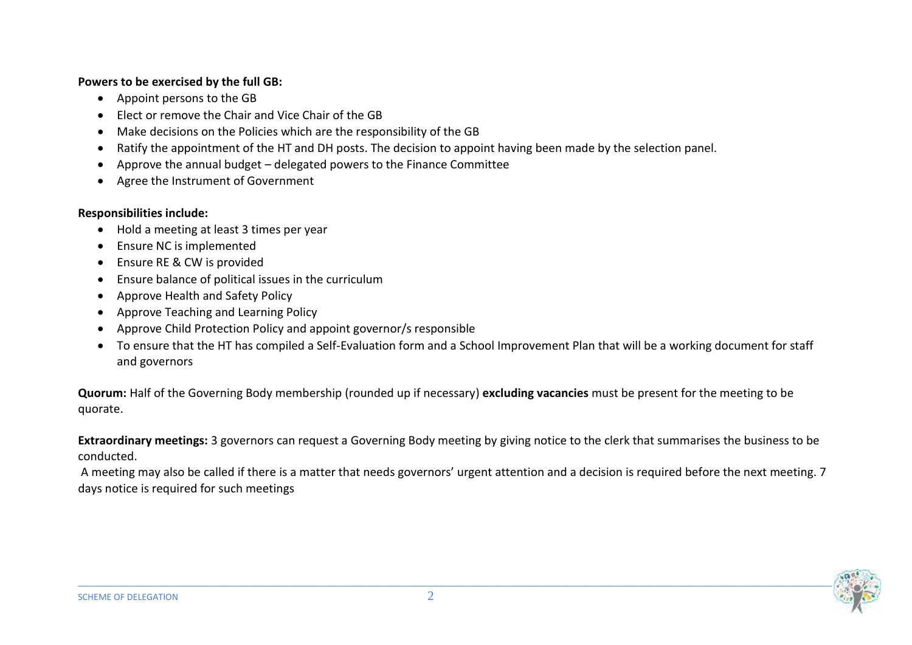**Powers to be exercised by the full GB:**

- Appoint persons to the GB
- Elect or remove the Chair and Vice Chair of the GB
- Make decisions on the Policies which are the responsibility of the GB
- Ratify the appointment of the HT and DH posts. The decision to appoint having been made by the selection panel.
- Approve the annual budget – delegated powers to the Finance Committee
- Agree the Instrument of Government

**Responsibilities include:**

- Hold a meeting at least 3 times per year
- Ensure NC is implemented
- Ensure RE & CW is provided
- Ensure balance of political issues in the curriculum
- Approve Health and Safety Policy
- Approve Teaching and Learning Policy
- Approve Child Protection Policy and appoint governor/s responsible
- To ensure that the HT has compiled a Self-Evaluation form and a School Improvement Plan that will be a working document for staff and governors

**Quorum:** Half of the Governing Body membership (rounded up if necessary) **excluding vacancies** must be present for the meeting to be quorate.

**Extraordinary meetings:** 3 governors can request a Governing Body meeting by giving notice to the clerk that summarises the business to be conducted.

A meeting may also be called if there is a matter that needs governors' urgent attention and a decision is required before the next meeting. 7 days notice is required for such meetings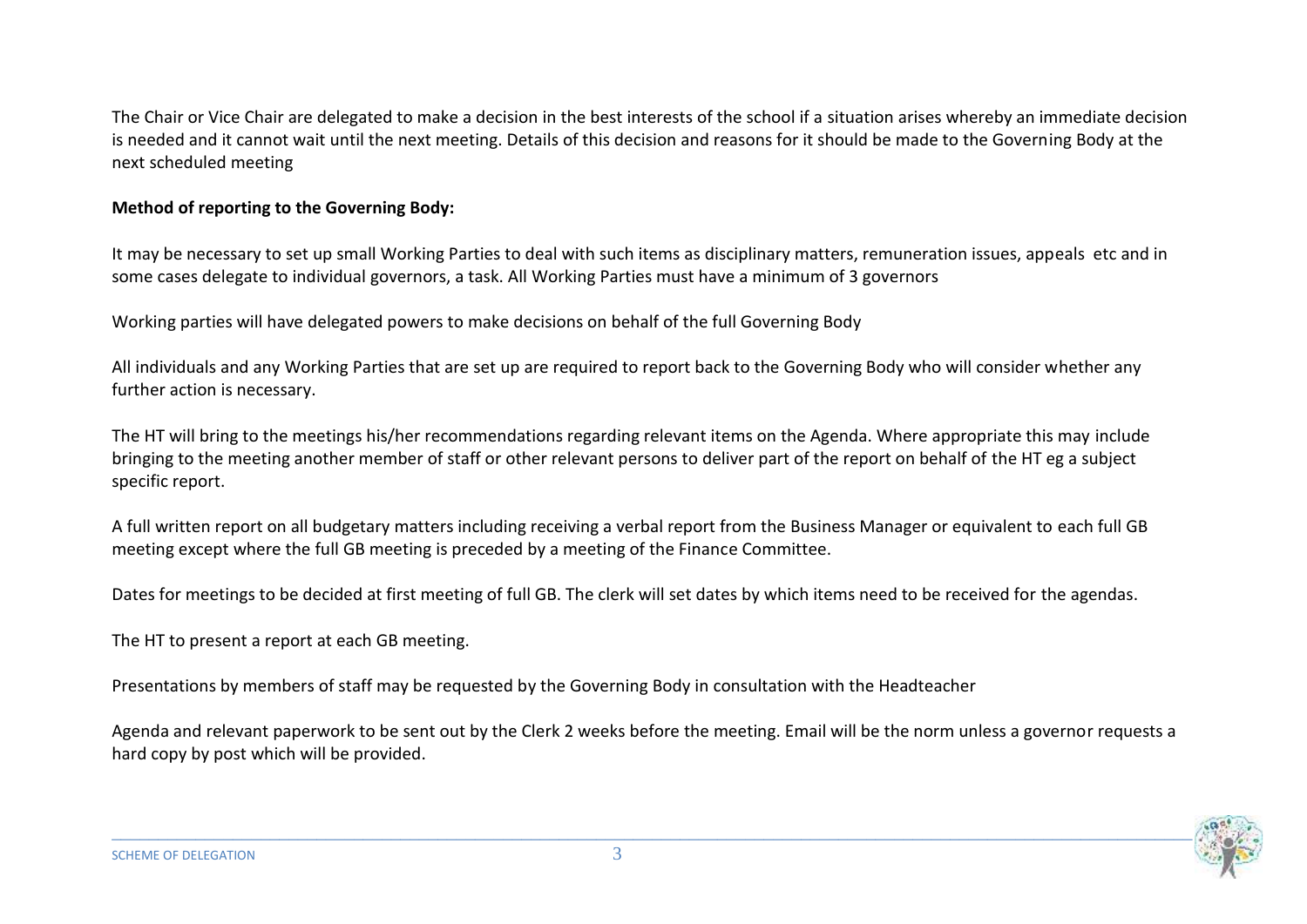The Chair or Vice Chair are delegated to make a decision in the best interests of the school if a situation arises whereby an immediate decision is needed and it cannot wait until the next meeting. Details of this decision and reasons for it should be made to the Governing Body at the next scheduled meeting

**Method of reporting to the Governing Body:**

It may be necessary to set up small Working Parties to deal with such items as disciplinary matters, remuneration issues, appeals etc and in some cases delegate to individual governors, a task. All Working Parties must have a minimum of 3 governors

Working parties will have delegated powers to make decisions on behalf of the full Governing Body

All individuals and any Working Parties that are set up are required to report back to the Governing Body who will consider whether any further action is necessary.

The HT will bring to the meetings his/her recommendations regarding relevant items on the Agenda. Where appropriate this may include bringing to the meeting another member of staff or other relevant persons to deliver part of the report on behalf of the HT eg a subject specific report.

A full written report on all budgetary matters including receiving a verbal report from the Business Manager or equivalent to each full GB meeting except where the full GB meeting is preceded by a meeting of the Finance Committee.

Dates for meetings to be decided at first meeting of full GB. The clerk will set dates by which items need to be received for the agendas.

The HT to present a report at each GB meeting.

Presentations by members of staff may be requested by the Governing Body in consultation with the Headteacher

Agenda and relevant paperwork to be sent out by the Clerk 2 weeks before the meeting. Email will be the norm unless a governor requests a hard copy by post which will be provided.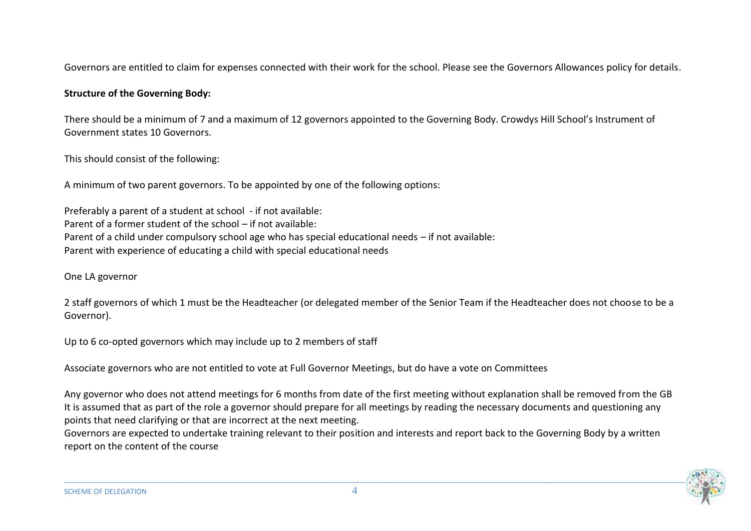Governors are entitled to claim for expenses connected with their work for the school. Please see the Governors Allowances policy for details.

**Structure of the Governing Body:**

There should be a minimum of 7 and a maximum of 12 governors appointed to the Governing Body. Crowdys Hill School's Instrument of Government states 10 Governors.

This should consist of the following:

A minimum of two parent governors. To be appointed by one of the following options:

Preferably a parent of a student at school - if not available:
Parent of a former student of the school – if not available:
Parent of a child under compulsory school age who has special educational needs – if not available:
Parent with experience of educating a child with special educational needs

One LA governor

2 staff governors of which 1 must be the Headteacher (or delegated member of the Senior Team if the Headteacher does not choose to be a Governor).

Up to 6 co-opted governors which may include up to 2 members of staff

Associate governors who are not entitled to vote at Full Governor Meetings, but do have a vote on Committees

Any governor who does not attend meetings for 6 months from date of the first meeting without explanation shall be removed from the GB
It is assumed that as part of the role a governor should prepare for all meetings by reading the necessary documents and questioning any points that need clarifying or that are incorrect at the next meeting.
Governors are expected to undertake training relevant to their position and interests and report back to the Governing Body by a written report on the content of the course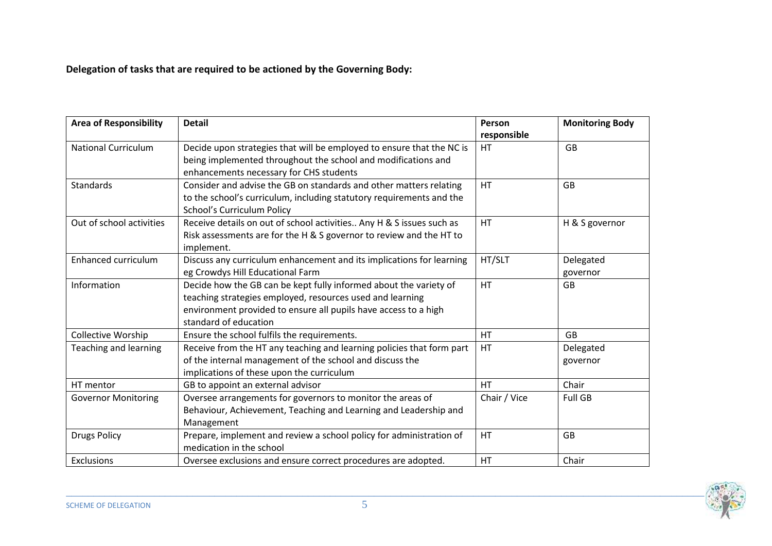**Delegation of tasks that are required to be actioned by the Governing Body:**

| Area of Responsibility | Detail | Person responsible | Monitoring Body |
|---|---|---|---|
| National Curriculum | Decide upon strategies that will be employed to ensure that the NC is being implemented throughout the school and modifications and enhancements necessary for CHS students | HT | GB |
| Standards | Consider and advise the GB on standards and other matters relating to the school's curriculum, including statutory requirements and the School's Curriculum Policy | HT | GB |
| Out of school activities | Receive details on out of school activities.. Any H & S issues such as Risk assessments are for the H & S governor to review and the HT to implement. | HT | H & S governor |
| Enhanced curriculum | Discuss any curriculum enhancement and its implications for learning eg Crowdys Hill Educational Farm | HT/SLT | Delegated governor |
| Information | Decide how the GB can be kept fully informed about the variety of teaching strategies employed, resources used and learning environment provided to ensure all pupils have access to a high standard of education | HT | GB |
| Collective Worship | Ensure the school fulfils the requirements. | HT | GB |
| Teaching and learning | Receive from the HT any teaching and learning policies that form part of the internal management of the school and discuss the implications of these upon the curriculum | HT | Delegated governor |
| HT mentor | GB to appoint an external advisor | HT | Chair |
| Governor Monitoring | Oversee arrangements for governors to monitor the areas of Behaviour, Achievement, Teaching and Learning and Leadership and Management | Chair / Vice | Full GB |
| Drugs Policy | Prepare, implement and review a school policy for administration of medication in the school | HT | GB |
| Exclusions | Oversee exclusions and ensure correct procedures are adopted. | HT | Chair |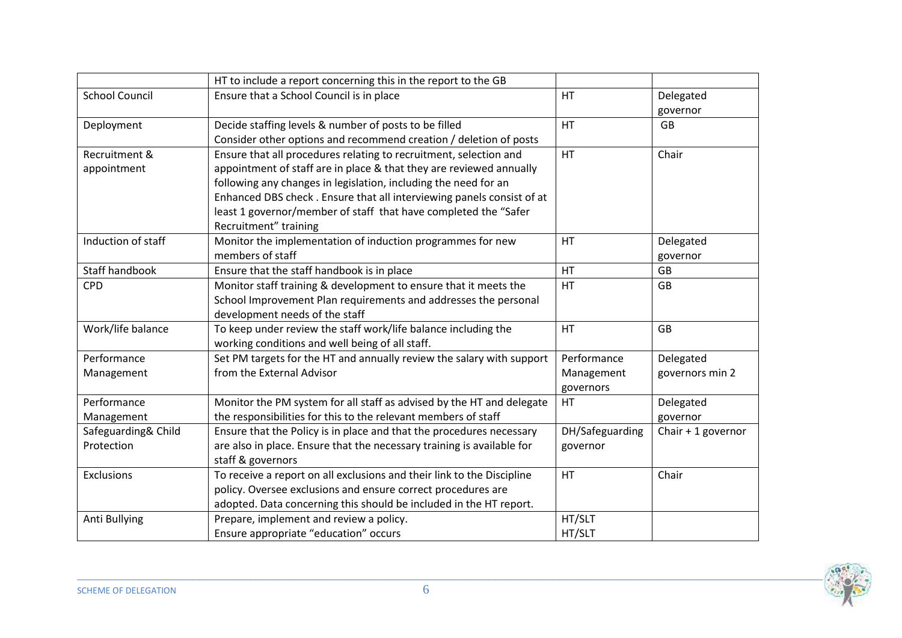| | | | |
|---|---|---|---|
| | HT to include a report concerning this in the report to the GB | | |
| School Council | Ensure that a School Council is in place | HT | Delegated governor |
| Deployment | Decide staffing levels & number of posts to be filled<br>Consider other options and recommend creation / deletion of posts | HT | GB |
| Recruitment & appointment | Ensure that all procedures relating to recruitment, selection and appointment of staff are in place & that they are reviewed annually following any changes in legislation, including the need for an Enhanced DBS check . Ensure that all interviewing panels consist of at least 1 governor/member of staff that have completed the "Safer Recruitment" training | HT | Chair |
| Induction of staff | Monitor the implementation of induction programmes for new members of staff | HT | Delegated governor |
| Staff handbook | Ensure that the staff handbook is in place | HT | GB |
| CPD | Monitor staff training & development to ensure that it meets the School Improvement Plan requirements and addresses the personal development needs of the staff | HT | GB |
| Work/life balance | To keep under review the staff work/life balance including the working conditions and well being of all staff. | HT | GB |
| Performance Management | Set PM targets for the HT and annually review the salary with support from the External Advisor | Performance Management governors | Delegated governors min 2 |
| Performance Management | Monitor the PM system for all staff as advised by the HT and delegate the responsibilities for this to the relevant members of staff | HT | Delegated governor |
| Safeguarding& Child Protection | Ensure that the Policy is in place and that the procedures necessary are also in place. Ensure that the necessary training is available for staff & governors | DH/Safeguarding governor | Chair + 1 governor |
| Exclusions | To receive a report on all exclusions and their link to the Discipline policy. Oversee exclusions and ensure correct procedures are adopted. Data concerning this should be included in the HT report. | HT | Chair |
| Anti Bullying | Prepare, implement and review a policy.<br>Ensure appropriate "education" occurs | HT/SLT<br>HT/SLT | |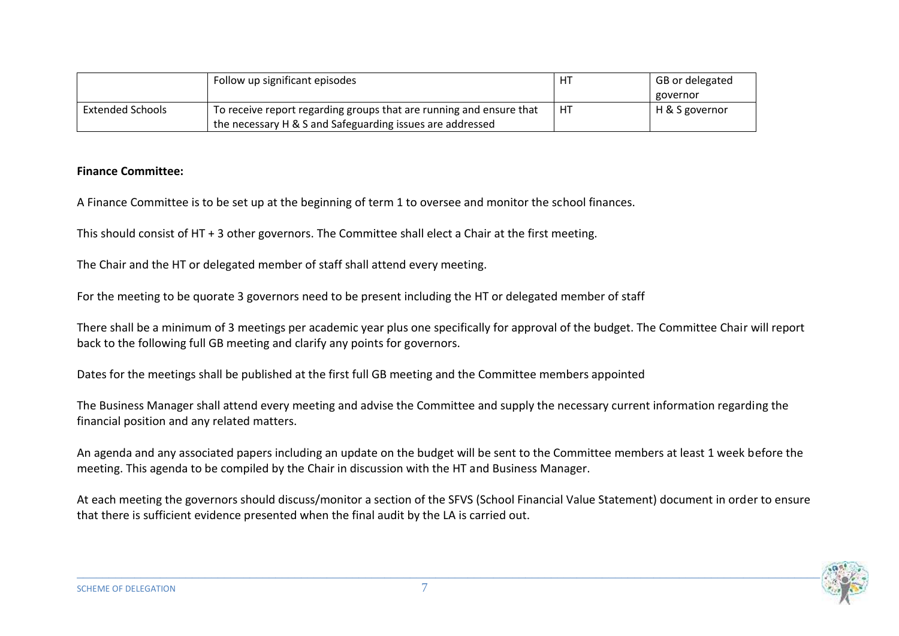| | | | |
|---|---|---|---|
| | Follow up significant episodes | HT | GB or delegated governor |
| Extended Schools | To receive report regarding groups that are running and ensure that the necessary H & S and Safeguarding issues are addressed | HT | H & S governor |

**Finance Committee:**

A Finance Committee is to be set up at the beginning of term 1 to oversee and monitor the school finances.

This should consist of HT + 3 other governors. The Committee shall elect a Chair at the first meeting.

The Chair and the HT or delegated member of staff shall attend every meeting.

For the meeting to be quorate 3 governors need to be present including the HT or delegated member of staff

There shall be a minimum of 3 meetings per academic year plus one specifically for approval of the budget. The Committee Chair will report back to the following full GB meeting and clarify any points for governors.

Dates for the meetings shall be published at the first full GB meeting and the Committee members appointed

The Business Manager shall attend every meeting and advise the Committee and supply the necessary current information regarding the financial position and any related matters.

An agenda and any associated papers including an update on the budget will be sent to the Committee members at least 1 week before the meeting. This agenda to be compiled by the Chair in discussion with the HT and Business Manager.

At each meeting the governors should discuss/monitor a section of the SFVS (School Financial Value Statement) document in order to ensure that there is sufficient evidence presented when the final audit by the LA is carried out.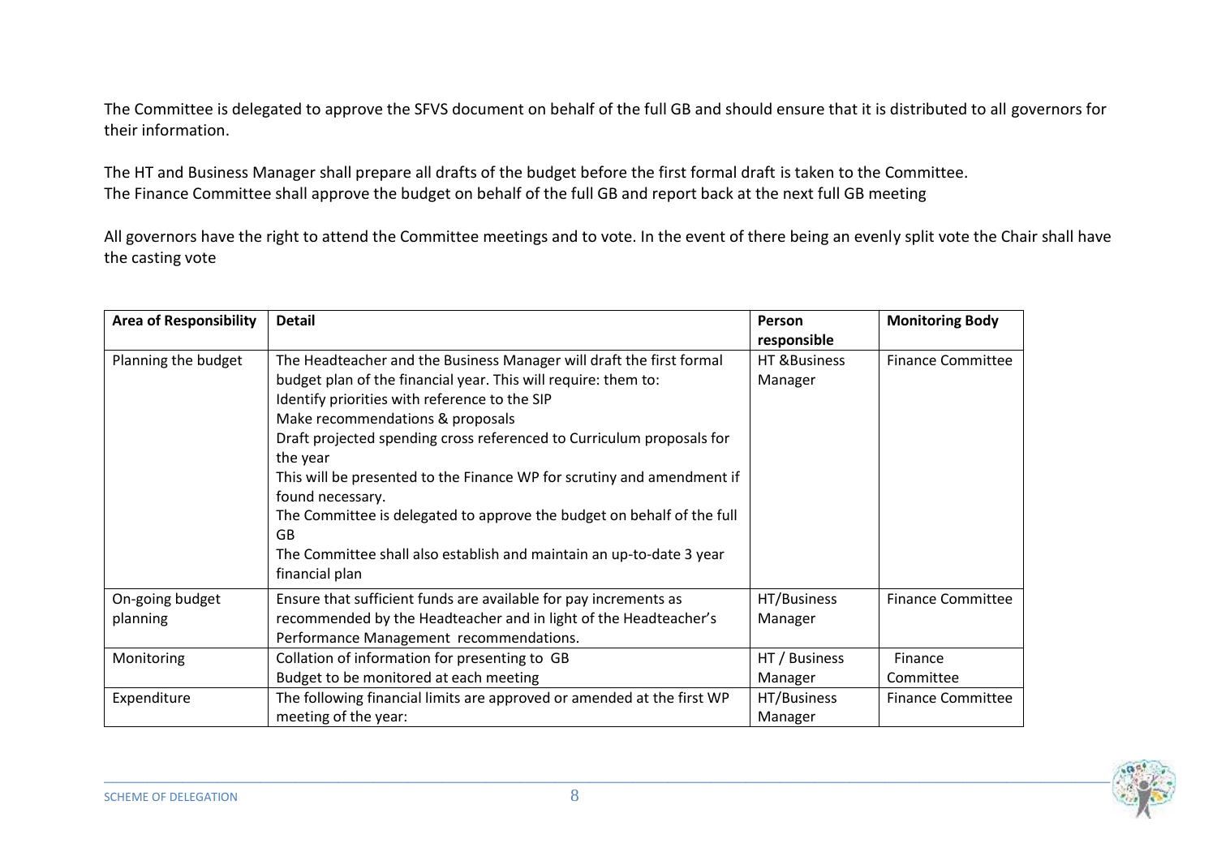The Committee is delegated to approve the SFVS document on behalf of the full GB and should ensure that it is distributed to all governors for their information.

The HT and Business Manager shall prepare all drafts of the budget before the first formal draft is taken to the Committee.
The Finance Committee shall approve the budget on behalf of the full GB and report back at the next full GB meeting

All governors have the right to attend the Committee meetings and to vote. In the event of there being an evenly split vote the Chair shall have the casting vote

| Area of Responsibility | Detail | Person responsible | Monitoring Body |
|---|---|---|---|
| Planning the budget | The Headteacher and the Business Manager will draft the first formal budget plan of the financial year. This will require: them to:<br>Identify priorities with reference to the SIP<br>Make recommendations & proposals<br>Draft projected spending cross referenced to Curriculum proposals for the year<br>This will be presented to the Finance WP for scrutiny and amendment if found necessary.<br>The Committee is delegated to approve the budget on behalf of the full GB<br>The Committee shall also establish and maintain an up-to-date 3 year financial plan | HT &Business Manager | Finance Committee |
| On-going budget planning | Ensure that sufficient funds are available for pay increments as recommended by the Headteacher and in light of the Headteacher's Performance Management recommendations. | HT/Business Manager | Finance Committee |
| Monitoring | Collation of information for presenting to GB<br>Budget to be monitored at each meeting | HT / Business Manager | Finance Committee |
| Expenditure | The following financial limits are approved or amended at the first WP meeting of the year: | HT/Business Manager | Finance Committee |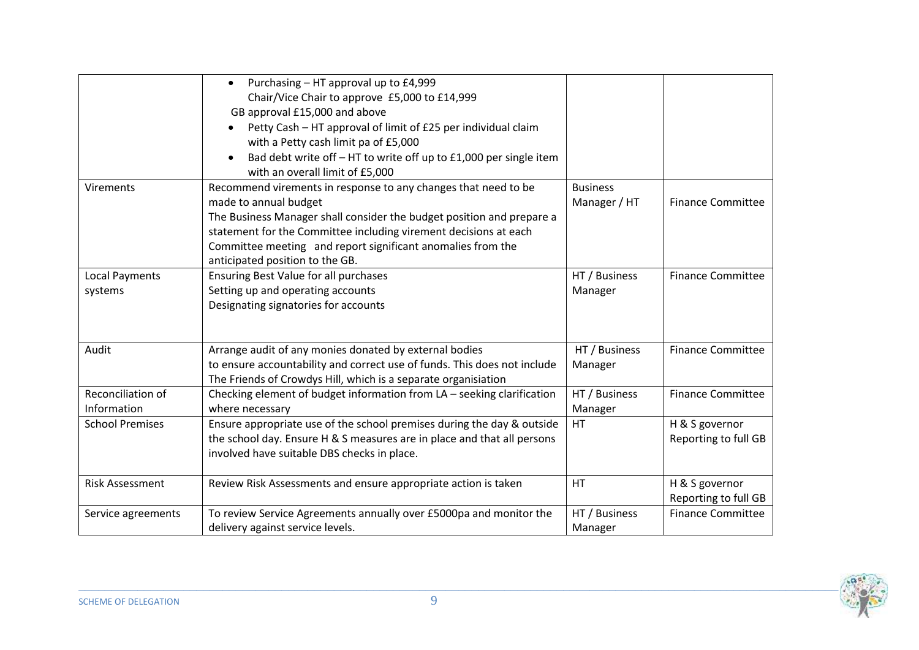| | | | |
|---|---|---|---|
| | • Purchasing – HT approval up to £4,999<br>Chair/Vice Chair to approve £5,000 to £14,999<br>GB approval £15,000 and above<br>• Petty Cash – HT approval of limit of £25 per individual claim with a Petty cash limit pa of £5,000<br>• Bad debt write off – HT to write off up to £1,000 per single item with an overall limit of £5,000 | | |
| Virements | Recommend virements in response to any changes that need to be made to annual budget<br>The Business Manager shall consider the budget position and prepare a statement for the Committee including virement decisions at each Committee meeting and report significant anomalies from the anticipated position to the GB. | Business Manager / HT | Finance Committee |
| Local Payments systems | Ensuring Best Value for all purchases<br>Setting up and operating accounts<br>Designating signatories for accounts | HT / Business Manager | Finance Committee |
| Audit | Arrange audit of any monies donated by external bodies to ensure accountability and correct use of funds. This does not include The Friends of Crowdys Hill, which is a separate organisation | HT / Business Manager | Finance Committee |
| Reconciliation of Information | Checking element of budget information from LA – seeking clarification where necessary | HT / Business Manager | Finance Committee |
| School Premises | Ensure appropriate use of the school premises during the day & outside the school day. Ensure H & S measures are in place and that all persons involved have suitable DBS checks in place. | HT | H & S governor Reporting to full GB |
| Risk Assessment | Review Risk Assessments and ensure appropriate action is taken | HT | H & S governor Reporting to full GB |
| Service agreements | To review Service Agreements annually over £5000pa and monitor the delivery against service levels. | HT / Business Manager | Finance Committee |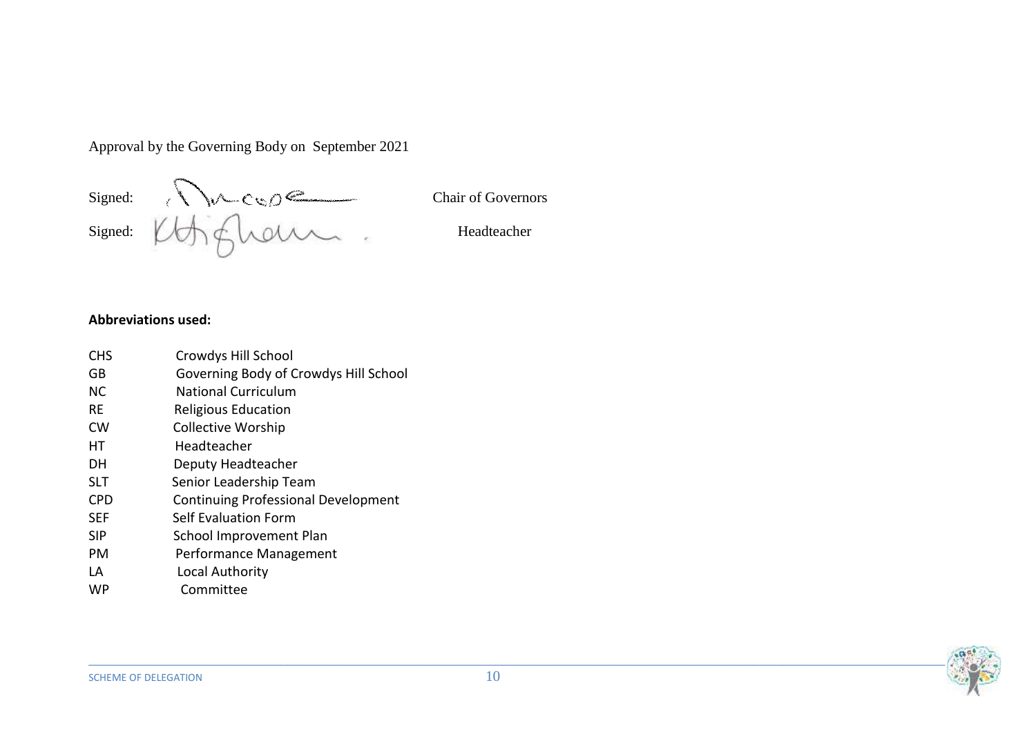Approval by the Governing Body on September 2021

Signed: Chair of Governors

Signed: Headteacher

**Abbreviations used:**

| | |
|---|---|
| CHS | Crowdys Hill School |
| GB | Governing Body of Crowdys Hill School |
| NC | National Curriculum |
| RE | Religious Education |
| CW | Collective Worship |
| HT | Headteacher |
| DH | Deputy Headteacher |
| SLT | Senior Leadership Team |
| CPD | Continuing Professional Development |
| SEF | Self Evaluation Form |
| SIP | School Improvement Plan |
| PM | Performance Management |
| LA | Local Authority |
| WP | Committee |